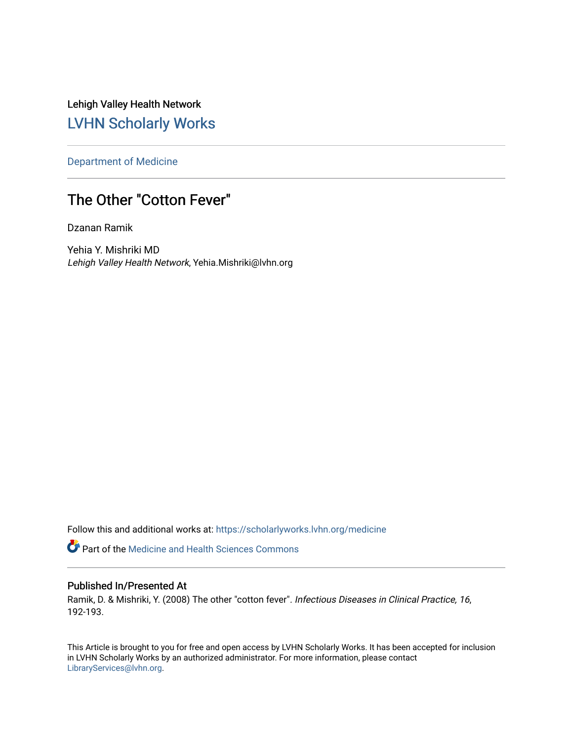Lehigh Valley Health Network

## LVHN Scholarly Works

Department of Medicine

# The Other "Cotton Fever"

Dzanan Ramik

Yehia Y. Mishriki MD
*Lehigh Valley Health Network*, Yehia.Mishriki@lvhn.org

Follow this and additional works at: https://scholarlyworks.lvhn.org/medicine

Part of the Medicine and Health Sciences Commons

### Published In/Presented At

Ramik, D. & Mishriki, Y. (2008) The other "cotton fever". *Infectious Diseases in Clinical Practice, 16*, 192-193.

This Article is brought to you for free and open access by LVHN Scholarly Works. It has been accepted for inclusion in LVHN Scholarly Works by an authorized administrator. For more information, please contact LibraryServices@lvhn.org.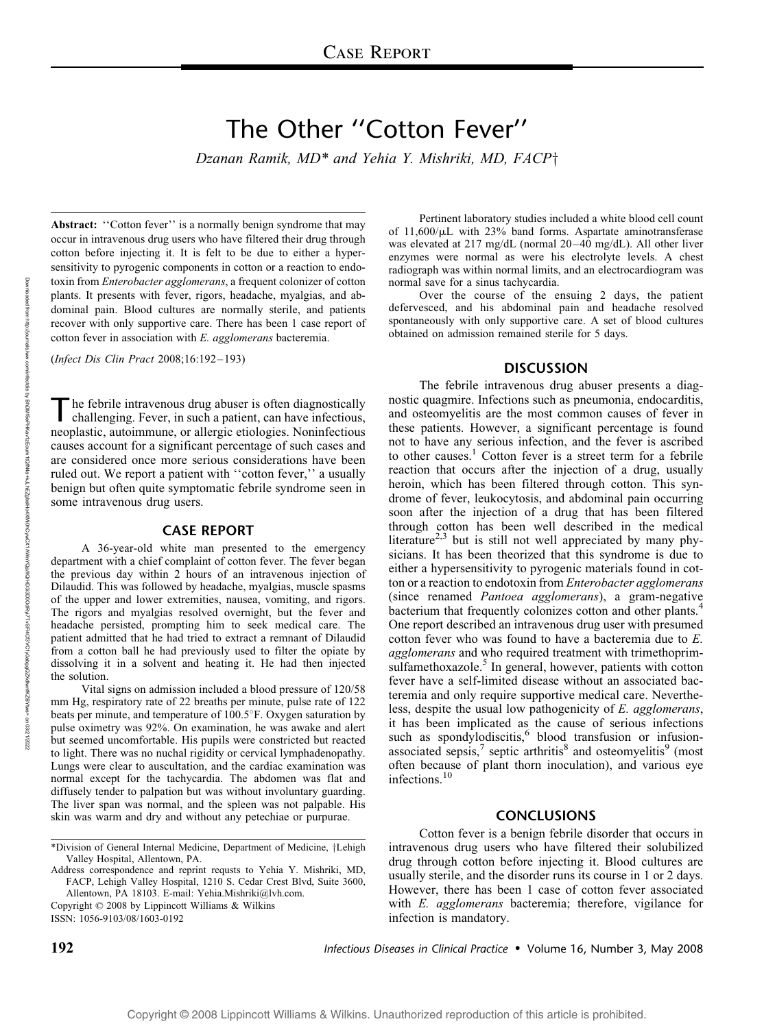CASE REPORT

# The Other ''Cotton Fever''

*Dzanan Ramik, MD\* and Yehia Y. Mishriki, MD, FACP†*

**Abstract:** ''Cotton fever'' is a normally benign syndrome that may occur in intravenous drug users who have filtered their drug through cotton before injecting it. It is felt to be due to either a hypersensitivity to pyrogenic components in cotton or a reaction to endotoxin from *Enterobacter agglomerans*, a frequent colonizer of cotton plants. It presents with fever, rigors, headache, myalgias, and abdominal pain. Blood cultures are normally sterile, and patients recover with only supportive care. There has been 1 case report of cotton fever in association with *E. agglomerans* bacteremia.

(*Infect Dis Clin Pract* 2008;16:192–193)

The febrile intravenous drug abuser is often diagnostically challenging. Fever, in such a patient, can have infectious, neoplastic, autoimmune, or allergic etiologies. Noninfectious causes account for a significant percentage of such cases and are considered once more serious considerations have been ruled out. We report a patient with ''cotton fever,'' a usually benign but often quite symptomatic febrile syndrome seen in some intravenous drug users.

## CASE REPORT

A 36-year-old white man presented to the emergency department with a chief complaint of cotton fever. The fever began the previous day within 2 hours of an intravenous injection of Dilaudid. This was followed by headache, myalgias, muscle spasms of the upper and lower extremities, nausea, vomiting, and rigors. The rigors and myalgias resolved overnight, but the fever and headache persisted, prompting him to seek medical care. The patient admitted that he had tried to extract a remnant of Dilaudid from a cotton ball he had previously used to filter the opiate by dissolving it in a solvent and heating it. He had then injected the solution.

Vital signs on admission included a blood pressure of 120/58 mm Hg, respiratory rate of 22 breaths per minute, pulse rate of 122 beats per minute, and temperature of 100.5°F. Oxygen saturation by pulse oximetry was 92%. On examination, he was awake and alert but seemed uncomfortable. His pupils were constricted but reacted to light. There was no nuchal rigidity or cervical lymphadenopathy. Lungs were clear to auscultation, and the cardiac examination was normal except for the tachycardia. The abdomen was flat and diffusely tender to palpation but was without involuntary guarding. The liver span was normal, and the spleen was not palpable. His skin was warm and dry and without any petechiae or purpurae.

Pertinent laboratory studies included a white blood cell count of 11,600/μL with 23% band forms. Aspartate aminotransferase was elevated at 217 mg/dL (normal 20–40 mg/dL). All other liver enzymes were normal as were his electrolyte levels. A chest radiograph was within normal limits, and an electrocardiogram was normal save for a sinus tachycardia.

Over the course of the ensuing 2 days, the patient defervesced, and his abdominal pain and headache resolved spontaneously with only supportive care. A set of blood cultures obtained on admission remained sterile for 5 days.

## DISCUSSION

The febrile intravenous drug abuser presents a diagnostic quagmire. Infections such as pneumonia, endocarditis, and osteomyelitis are the most common causes of fever in these patients. However, a significant percentage is found not to have any serious infection, and the fever is ascribed to other causes.[1] Cotton fever is a street term for a febrile reaction that occurs after the injection of a drug, usually heroin, which has been filtered through cotton. This syndrome of fever, leukocytosis, and abdominal pain occurring soon after the injection of a drug that has been filtered through cotton has been well described in the medical literature[2,3] but is still not well appreciated by many physicians. It has been theorized that this syndrome is due to either a hypersensitivity to pyrogenic materials found in cotton or a reaction to endotoxin from *Enterobacter agglomerans* (since renamed *Pantoea agglomerans*), a gram-negative bacterium that frequently colonizes cotton and other plants.[4] One report described an intravenous drug user with presumed cotton fever who was found to have a bacteremia due to *E. agglomerans* and who required treatment with trimethoprim-sulfamethoxazole.[5] In general, however, patients with cotton fever have a self-limited disease without an associated bacteremia and only require supportive medical care. Nevertheless, despite the usual low pathogenicity of *E. agglomerans*, it has been implicated as the cause of serious infections such as spondylodiscitis,[6] blood transfusion or infusion-associated sepsis,[7] septic arthritis[8] and osteomyelitis[9] (most often because of plant thorn inoculation), and various eye infections.[10]

## CONCLUSIONS

Cotton fever is a benign febrile disorder that occurs in intravenous drug users who have filtered their solubilized drug through cotton before injecting it. Blood cultures are usually sterile, and the disorder runs its course in 1 or 2 days. However, there has been 1 case of cotton fever associated with *E. agglomerans* bacteremia; therefore, vigilance for infection is mandatory.

\*Division of General Internal Medicine, Department of Medicine, †Lehigh Valley Hospital, Allentown, PA.

Address correspondence and reprint requsts to Yehia Y. Mishriki, MD, FACP, Lehigh Valley Hospital, 1210 S. Cedar Crest Blvd, Suite 3600, Allentown, PA 18103. E-mail: Yehia.Mishriki@lvh.com.

Copyright © 2008 by Lippincott Williams & Wilkins

ISSN: 1056-9103/08/1603-0192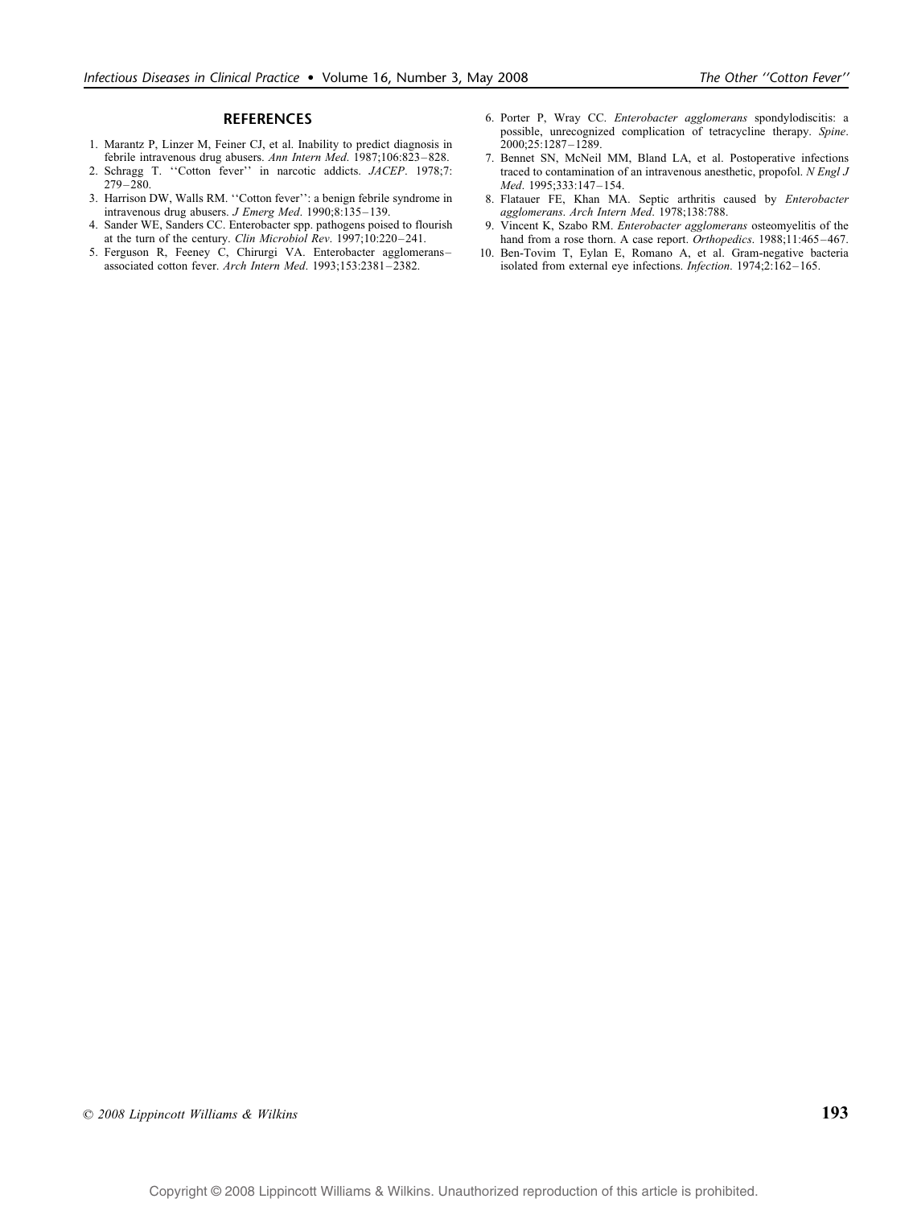## REFERENCES

1. Marantz P, Linzer M, Feiner CJ, et al. Inability to predict diagnosis in febrile intravenous drug abusers. *Ann Intern Med*. 1987;106:823–828.
2. Schragg T. ''Cotton fever'' in narcotic addicts. *JACEP*. 1978;7: 279–280.
3. Harrison DW, Walls RM. ''Cotton fever'': a benign febrile syndrome in intravenous drug abusers. *J Emerg Med*. 1990;8:135–139.
4. Sander WE, Sanders CC. Enterobacter spp. pathogens poised to flourish at the turn of the century. *Clin Microbiol Rev*. 1997;10:220–241.
5. Ferguson R, Feeney C, Chirurgi VA. Enterobacter agglomerans–associated cotton fever. *Arch Intern Med*. 1993;153:2381–2382.
6. Porter P, Wray CC. *Enterobacter agglomerans* spondylodiscitis: a possible, unrecognized complication of tetracycline therapy. *Spine*. 2000;25:1287–1289.
7. Bennet SN, McNeil MM, Bland LA, et al. Postoperative infections traced to contamination of an intravenous anesthetic, propofol. *N Engl J Med*. 1995;333:147–154.
8. Flatauer FE, Khan MA. Septic arthritis caused by *Enterobacter agglomerans*. *Arch Intern Med*. 1978;138:788.
9. Vincent K, Szabo RM. *Enterobacter agglomerans* osteomyelitis of the hand from a rose thorn. A case report. *Orthopedics*. 1988;11:465–467.
10. Ben-Tovim T, Eylan E, Romano A, et al. Gram-negative bacteria isolated from external eye infections. *Infection*. 1974;2:162–165.